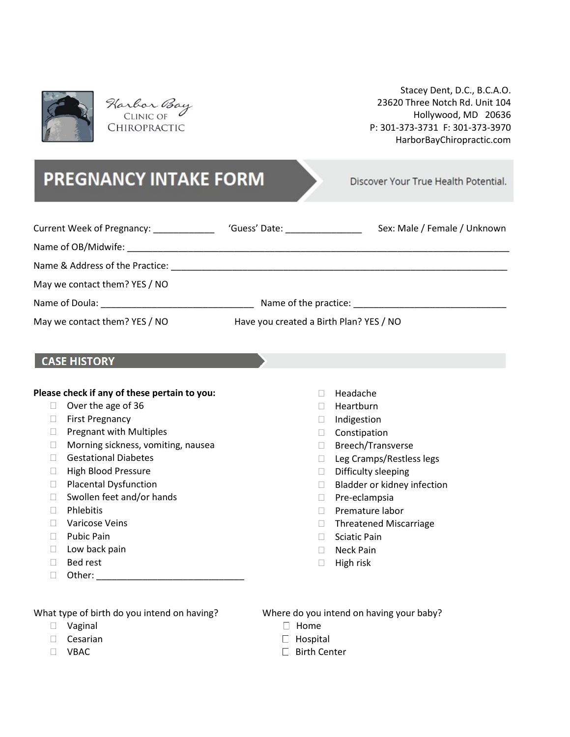Harbor Bay
CLINIC OF
CHIROPRACTIC

Stacey Dent, D.C., B.C.A.O.
23620 Three Notch Rd. Unit 104
Hollywood, MD 20636
P: 301-373-3731 F: 301-373-3970
HarborBayChiropractic.com

# PREGNANCY INTAKE FORM

Discover Your True Health Potential.

Current Week of Pregnancy: ____________ 'Guess' Date: _______________ Sex: Male / Female / Unknown

Name of OB/Midwife: ______________________________________________________________________________

Name & Address of the Practice: ______________________________________________________________________

May we contact them? YES / NO

Name of Doula: _______________________________ Name of the practice: ______________________________

May we contact them? YES / NO Have you created a Birth Plan? YES / NO

## CASE HISTORY

**Please check if any of these pertain to you:**

- ☐ Over the age of 36
- ☐ First Pregnancy
- ☐ Pregnant with Multiples
- ☐ Morning sickness, vomiting, nausea
- ☐ Gestational Diabetes
- ☐ High Blood Pressure
- ☐ Placental Dysfunction
- ☐ Swollen feet and/or hands
- ☐ Phlebitis
- ☐ Varicose Veins
- ☐ Pubic Pain
- ☐ Low back pain
- ☐ Bed rest
- ☐ Other: _____________________________
- ☐ Headache
- ☐ Heartburn
- ☐ Indigestion
- ☐ Constipation
- ☐ Breech/Transverse
- ☐ Leg Cramps/Restless legs
- ☐ Difficulty sleeping
- ☐ Bladder or kidney infection
- ☐ Pre-eclampsia
- ☐ Premature labor
- ☐ Threatened Miscarriage
- ☐ Sciatic Pain
- ☐ Neck Pain
- ☐ High risk

What type of birth do you intend on having?

- ☐ Vaginal
- ☐ Cesarian
- ☐ VBAC

Where do you intend on having your baby?

- ☐ Home
- ☐ Hospital
- ☐ Birth Center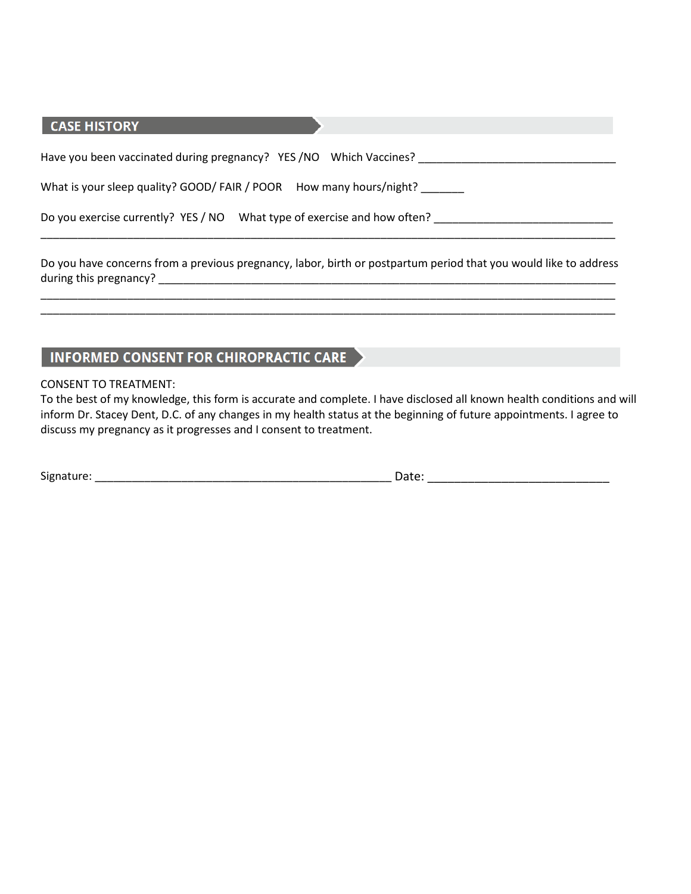## CASE HISTORY

Have you been vaccinated during pregnancy? YES /NO Which Vaccines? ________________________________

What is your sleep quality? GOOD/ FAIR / POOR How many hours/night? _______

Do you exercise currently? YES / NO What type of exercise and how often? ____________________________
______________________________________________________________________________________________

Do you have concerns from a previous pregnancy, labor, birth or postpartum period that you would like to address during this pregnancy? ______________________________________________________________________________
______________________________________________________________________________________________
______________________________________________________________________________________________

## INFORMED CONSENT FOR CHIROPRACTIC CARE

CONSENT TO TREATMENT:
To the best of my knowledge, this form is accurate and complete. I have disclosed all known health conditions and will inform Dr. Stacey Dent, D.C. of any changes in my health status at the beginning of future appointments. I agree to discuss my pregnancy as it progresses and I consent to treatment.

Signature: _______________________________________________ Date: ____________________________